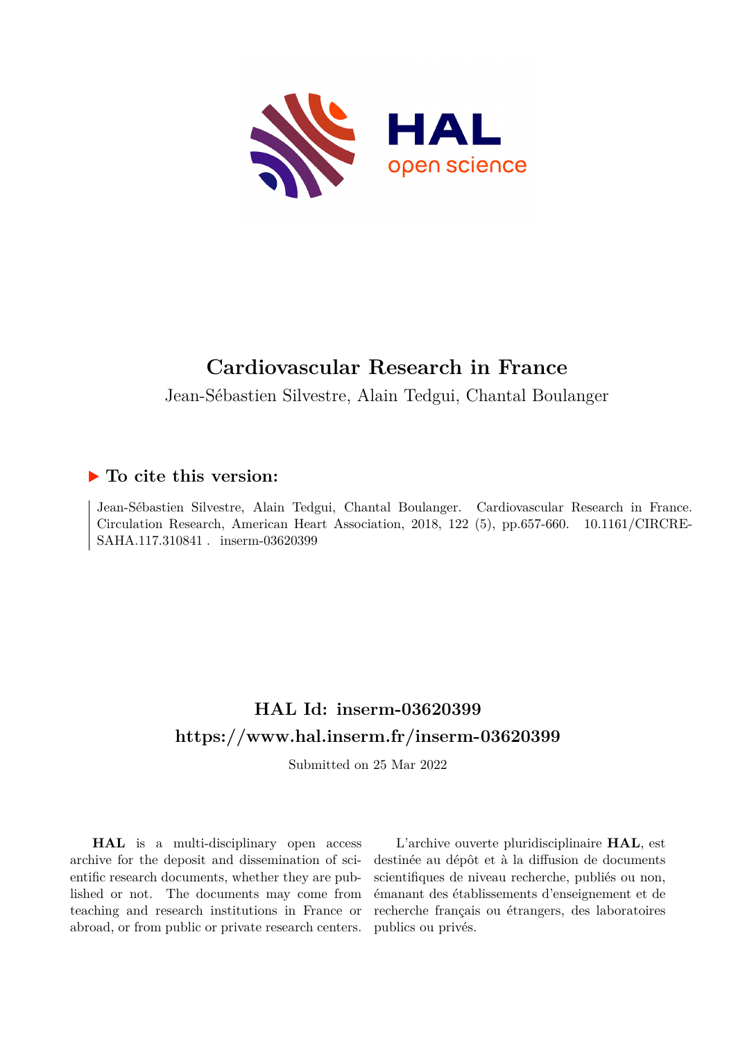# Cardiovascular Research in France

Jean-Sébastien Silvestre, Alain Tedgui, Chantal Boulanger

## ▶ To cite this version:

Jean-Sébastien Silvestre, Alain Tedgui, Chantal Boulanger. Cardiovascular Research in France. Circulation Research, American Heart Association, 2018, 122 (5), pp.657-660. 10.1161/CIRCRESAHA.117.310841. inserm-03620399

## HAL Id: inserm-03620399

## https://www.hal.inserm.fr/inserm-03620399

Submitted on 25 Mar 2022

**HAL** is a multi-disciplinary open access archive for the deposit and dissemination of scientific research documents, whether they are published or not. The documents may come from teaching and research institutions in France or abroad, or from public or private research centers.

L'archive ouverte pluridisciplinaire **HAL**, est destinée au dépôt et à la diffusion de documents scientifiques de niveau recherche, publiés ou non, émanant des établissements d'enseignement et de recherche français ou étrangers, des laboratoires publics ou privés.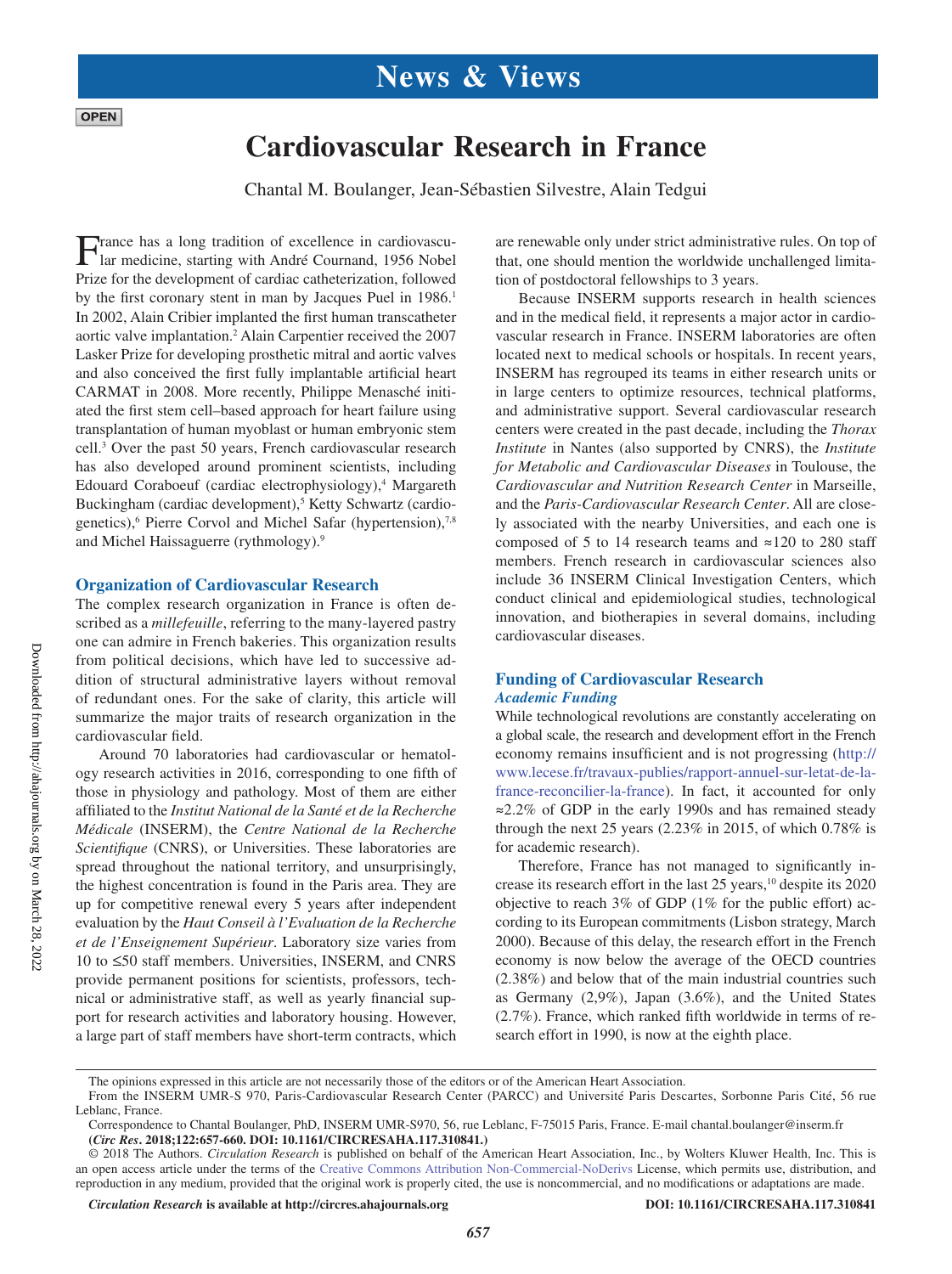# Cardiovascular Research in France

Chantal M. Boulanger, Jean-Sébastien Silvestre, Alain Tedgui

France has a long tradition of excellence in cardiovascular medicine, starting with André Cournand, 1956 Nobel Prize for the development of cardiac catheterization, followed by the first coronary stent in man by Jacques Puel in 1986.[1] In 2002, Alain Cribier implanted the first human transcatheter aortic valve implantation.[2] Alain Carpentier received the 2007 Lasker Prize for developing prosthetic mitral and aortic valves and also conceived the first fully implantable artificial heart CARMAT in 2008. More recently, Philippe Menasché initiated the first stem cell–based approach for heart failure using transplantation of human myoblast or human embryonic stem cell.[3] Over the past 50 years, French cardiovascular research has also developed around prominent scientists, including Edouard Coraboeuf (cardiac electrophysiology),[4] Margareth Buckingham (cardiac development),[5] Ketty Schwartz (cardiogenetics),[6] Pierre Corvol and Michel Safar (hypertension),[7,8] and Michel Haissaguerre (rythmology).[9]

## Organization of Cardiovascular Research

The complex research organization in France is often described as a *millefeuille*, referring to the many-layered pastry one can admire in French bakeries. This organization results from political decisions, which have led to successive addition of structural administrative layers without removal of redundant ones. For the sake of clarity, this article will summarize the major traits of research organization in the cardiovascular field.

Around 70 laboratories had cardiovascular or hematology research activities in 2016, corresponding to one fifth of those in physiology and pathology. Most of them are either affiliated to the *Institut National de la Santé et de la Recherche Médicale* (INSERM), the *Centre National de la Recherche Scientifique* (CNRS), or Universities. These laboratories are spread throughout the national territory, and unsurprisingly, the highest concentration is found in the Paris area. They are up for competitive renewal every 5 years after independent evaluation by the *Haut Conseil à l'Evaluation de la Recherche et de l'Enseignement Supérieur*. Laboratory size varies from 10 to ≤50 staff members. Universities, INSERM, and CNRS provide permanent positions for scientists, professors, technical or administrative staff, as well as yearly financial support for research activities and laboratory housing. However, a large part of staff members have short-term contracts, which are renewable only under strict administrative rules. On top of that, one should mention the worldwide unchallenged limitation of postdoctoral fellowships to 3 years.

Because INSERM supports research in health sciences and in the medical field, it represents a major actor in cardiovascular research in France. INSERM laboratories are often located next to medical schools or hospitals. In recent years, INSERM has regrouped its teams in either research units or in large centers to optimize resources, technical platforms, and administrative support. Several cardiovascular research centers were created in the past decade, including the *Thorax Institute* in Nantes (also supported by CNRS), the *Institute for Metabolic and Cardiovascular Diseases* in Toulouse, the *Cardiovascular and Nutrition Research Center* in Marseille, and the *Paris-Cardiovascular Research Center*. All are closely associated with the nearby Universities, and each one is composed of 5 to 14 research teams and ≈120 to 280 staff members. French research in cardiovascular sciences also include 36 INSERM Clinical Investigation Centers, which conduct clinical and epidemiological studies, technological innovation, and biotherapies in several domains, including cardiovascular diseases.

## Funding of Cardiovascular Research

### Academic Funding

While technological revolutions are constantly accelerating on a global scale, the research and development effort in the French economy remains insufficient and is not progressing (http://www.lecese.fr/travaux-publies/rapport-annuel-sur-letat-de-la-france-reconcilier-la-france). In fact, it accounted for only ≈2.2% of GDP in the early 1990s and has remained steady through the next 25 years (2.23% in 2015, of which 0.78% is for academic research).

Therefore, France has not managed to significantly increase its research effort in the last 25 years,[10] despite its 2020 objective to reach 3% of GDP (1% for the public effort) according to its European commitments (Lisbon strategy, March 2000). Because of this delay, the research effort in the French economy is now below the average of the OECD countries (2.38%) and below that of the main industrial countries such as Germany (2,9%), Japan (3.6%), and the United States (2.7%). France, which ranked fifth worldwide in terms of research effort in 1990, is now at the eighth place.

The opinions expressed in this article are not necessarily those of the editors or of the American Heart Association.

From the INSERM UMR-S 970, Paris-Cardiovascular Research Center (PARCC) and Université Paris Descartes, Sorbonne Paris Cité, 56 rue Leblanc, France.

Correspondence to Chantal Boulanger, PhD, INSERM UMR-S970, 56, rue Leblanc, F-75015 Paris, France. E-mail chantal.boulanger@inserm.fr

(*Circ Res*. 2018;122:657-660. DOI: 10.1161/CIRCRESAHA.117.310841.)

© 2018 The Authors. *Circulation Research* is published on behalf of the American Heart Association, Inc., by Wolters Kluwer Health, Inc. This is an open access article under the terms of the Creative Commons Attribution Non-Commercial-NoDerivs License, which permits use, distribution, and reproduction in any medium, provided that the original work is properly cited, the use is noncommercial, and no modifications or adaptations are made.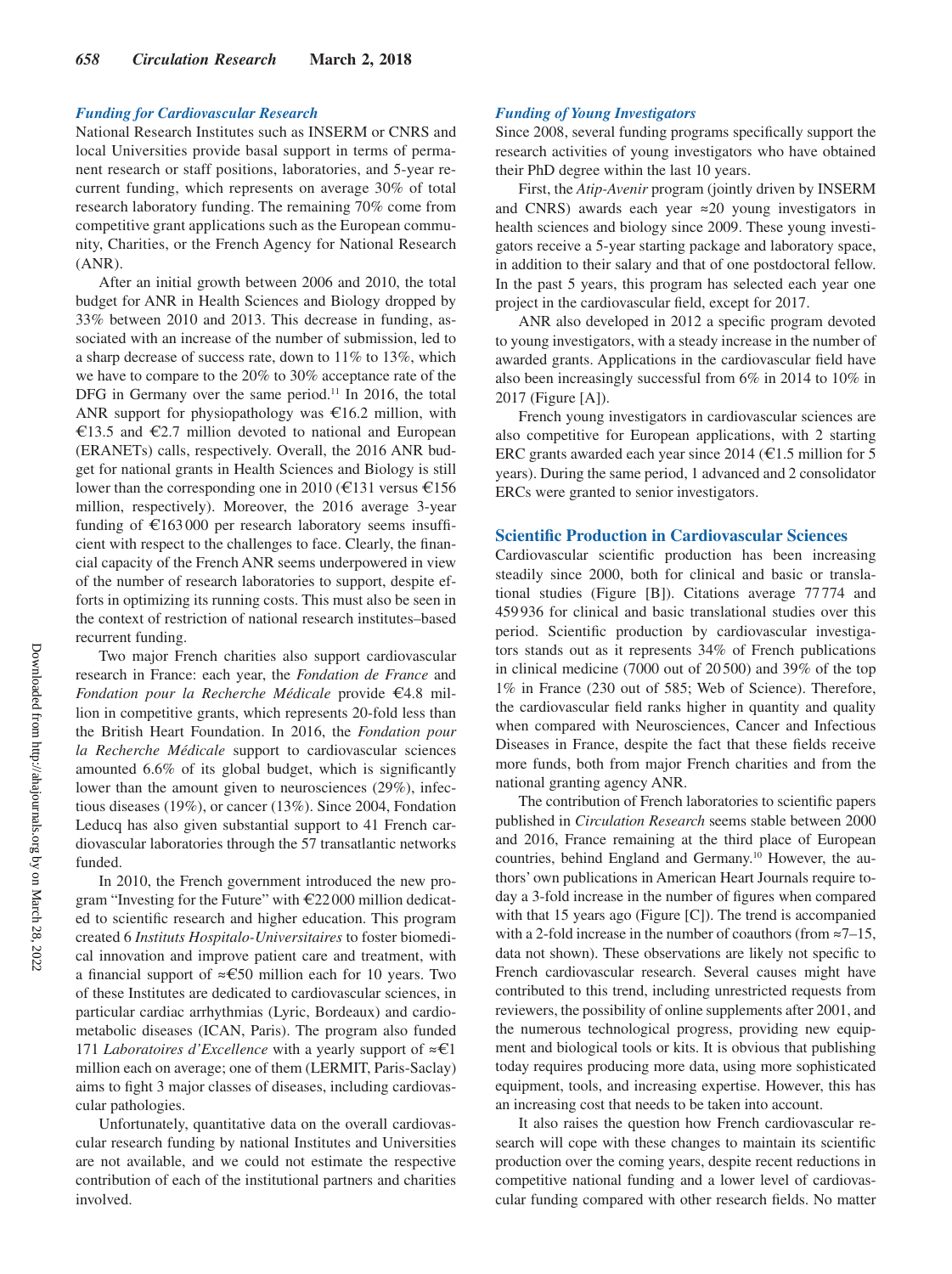### Funding for Cardiovascular Research

National Research Institutes such as INSERM or CNRS and local Universities provide basal support in terms of permanent research or staff positions, laboratories, and 5-year recurrent funding, which represents on average 30% of total research laboratory funding. The remaining 70% come from competitive grant applications such as the European community, Charities, or the French Agency for National Research (ANR).

After an initial growth between 2006 and 2010, the total budget for ANR in Health Sciences and Biology dropped by 33% between 2010 and 2013. This decrease in funding, associated with an increase of the number of submission, led to a sharp decrease of success rate, down to 11% to 13%, which we have to compare to the 20% to 30% acceptance rate of the DFG in Germany over the same period.[11] In 2016, the total ANR support for physiopathology was €16.2 million, with €13.5 and €2.7 million devoted to national and European (ERANETs) calls, respectively. Overall, the 2016 ANR budget for national grants in Health Sciences and Biology is still lower than the corresponding one in 2010 (€131 versus €156 million, respectively). Moreover, the 2016 average 3-year funding of €163 000 per research laboratory seems insufficient with respect to the challenges to face. Clearly, the financial capacity of the French ANR seems underpowered in view of the number of research laboratories to support, despite efforts in optimizing its running costs. This must also be seen in the context of restriction of national research institutes–based recurrent funding.

Two major French charities also support cardiovascular research in France: each year, the *Fondation de France* and *Fondation pour la Recherche Médicale* provide €4.8 million in competitive grants, which represents 20-fold less than the British Heart Foundation. In 2016, the *Fondation pour la Recherche Médicale* support to cardiovascular sciences amounted 6.6% of its global budget, which is significantly lower than the amount given to neurosciences (29%), infectious diseases (19%), or cancer (13%). Since 2004, Fondation Leducq has also given substantial support to 41 French cardiovascular laboratories through the 57 transatlantic networks funded.

In 2010, the French government introduced the new program "Investing for the Future" with €22 000 million dedicated to scientific research and higher education. This program created 6 *Instituts Hospitalo-Universitaires* to foster biomedical innovation and improve patient care and treatment, with a financial support of ≈€50 million each for 10 years. Two of these Institutes are dedicated to cardiovascular sciences, in particular cardiac arrhythmias (Lyric, Bordeaux) and cardiometabolic diseases (ICAN, Paris). The program also funded 171 *Laboratoires d'Excellence* with a yearly support of ≈€1 million each on average; one of them (LERMIT, Paris-Saclay) aims to fight 3 major classes of diseases, including cardiovascular pathologies.

Unfortunately, quantitative data on the overall cardiovascular research funding by national Institutes and Universities are not available, and we could not estimate the respective contribution of each of the institutional partners and charities involved.

### Funding of Young Investigators

Since 2008, several funding programs specifically support the research activities of young investigators who have obtained their PhD degree within the last 10 years.

First, the *Atip-Avenir* program (jointly driven by INSERM and CNRS) awards each year ≈20 young investigators in health sciences and biology since 2009. These young investigators receive a 5-year starting package and laboratory space, in addition to their salary and that of one postdoctoral fellow. In the past 5 years, this program has selected each year one project in the cardiovascular field, except for 2017.

ANR also developed in 2012 a specific program devoted to young investigators, with a steady increase in the number of awarded grants. Applications in the cardiovascular field have also been increasingly successful from 6% in 2014 to 10% in 2017 (Figure [A]).

French young investigators in cardiovascular sciences are also competitive for European applications, with 2 starting ERC grants awarded each year since 2014 (€1.5 million for 5 years). During the same period, 1 advanced and 2 consolidator ERCs were granted to senior investigators.

## Scientific Production in Cardiovascular Sciences

Cardiovascular scientific production has been increasing steadily since 2000, both for clinical and basic or translational studies (Figure [B]). Citations average 77 774 and 459 936 for clinical and basic translational studies over this period. Scientific production by cardiovascular investigators stands out as it represents 34% of French publications in clinical medicine (7000 out of 20 500) and 39% of the top 1% in France (230 out of 585; Web of Science). Therefore, the cardiovascular field ranks higher in quantity and quality when compared with Neurosciences, Cancer and Infectious Diseases in France, despite the fact that these fields receive more funds, both from major French charities and from the national granting agency ANR.

The contribution of French laboratories to scientific papers published in *Circulation Research* seems stable between 2000 and 2016, France remaining at the third place of European countries, behind England and Germany.[10] However, the authors' own publications in American Heart Journals require today a 3-fold increase in the number of figures when compared with that 15 years ago (Figure [C]). The trend is accompanied with a 2-fold increase in the number of coauthors (from ≈7–15, data not shown). These observations are likely not specific to French cardiovascular research. Several causes might have contributed to this trend, including unrestricted requests from reviewers, the possibility of online supplements after 2001, and the numerous technological progress, providing new equipment and biological tools or kits. It is obvious that publishing today requires producing more data, using more sophisticated equipment, tools, and increasing expertise. However, this has an increasing cost that needs to be taken into account.

It also raises the question how French cardiovascular research will cope with these changes to maintain its scientific production over the coming years, despite recent reductions in competitive national funding and a lower level of cardiovascular funding compared with other research fields. No matter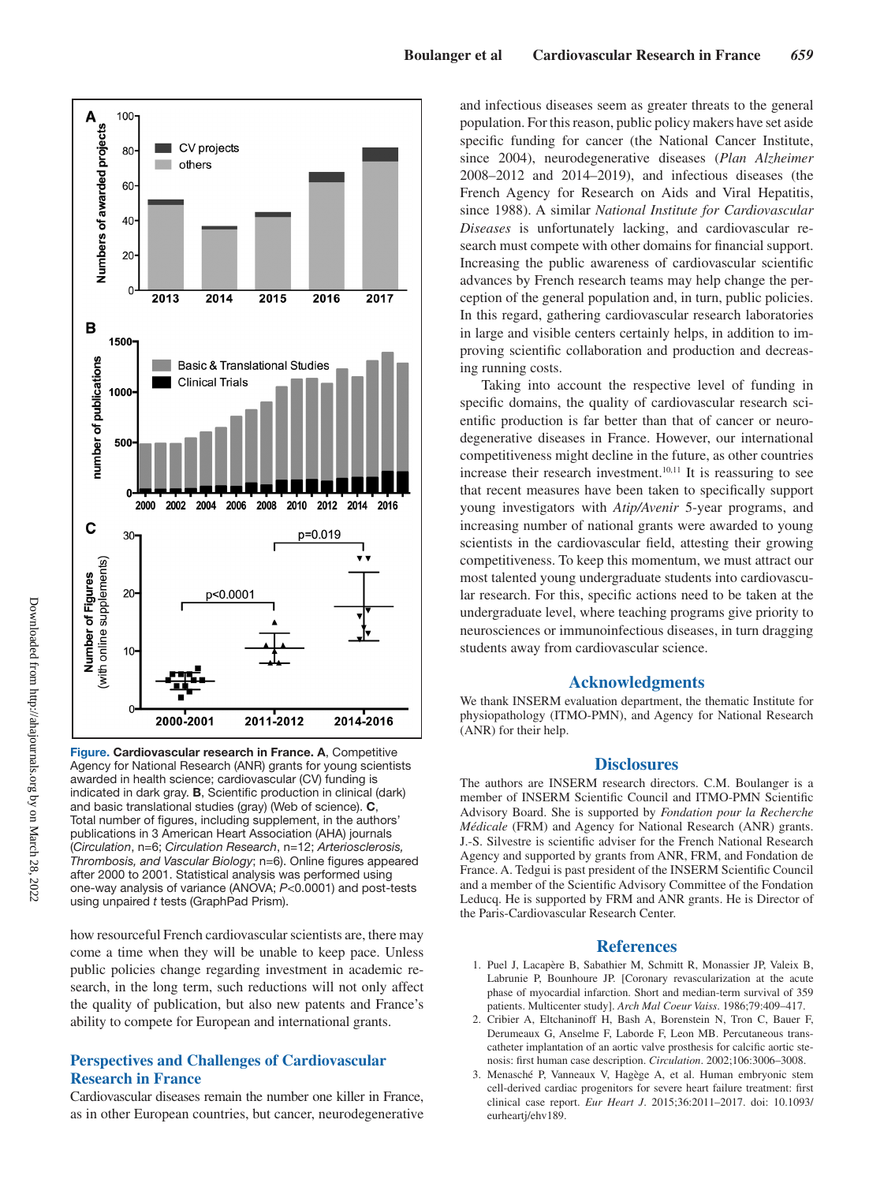**Figure.** **Cardiovascular research in France.** **A**, Competitive Agency for National Research (ANR) grants for young scientists awarded in health science; cardiovascular (CV) funding is indicated in dark gray. **B**, Scientific production in clinical (dark) and basic translational studies (gray) (Web of science). **C**, Total number of figures, including supplement, in the authors' publications in 3 American Heart Association (AHA) journals (*Circulation*, n=6; *Circulation Research*, n=12; *Arteriosclerosis, Thrombosis, and Vascular Biology*; n=6). Online figures appeared after 2000 to 2001. Statistical analysis was performed using one-way analysis of variance (ANOVA; *P*<0.0001) and post-tests using unpaired *t* tests (GraphPad Prism).

how resourceful French cardiovascular scientists are, there may come a time when they will be unable to keep pace. Unless public policies change regarding investment in academic research, in the long term, such reductions will not only affect the quality of publication, but also new patents and France's ability to compete for European and international grants.

## Perspectives and Challenges of Cardiovascular Research in France

Cardiovascular diseases remain the number one killer in France, as in other European countries, but cancer, neurodegenerative and infectious diseases seem as greater threats to the general population. For this reason, public policy makers have set aside specific funding for cancer (the National Cancer Institute, since 2004), neurodegenerative diseases (*Plan Alzheimer* 2008–2012 and 2014–2019), and infectious diseases (the French Agency for Research on Aids and Viral Hepatitis, since 1988). A similar *National Institute for Cardiovascular Diseases* is unfortunately lacking, and cardiovascular research must compete with other domains for financial support. Increasing the public awareness of cardiovascular scientific advances by French research teams may help change the perception of the general population and, in turn, public policies. In this regard, gathering cardiovascular research laboratories in large and visible centers certainly helps, in addition to improving scientific collaboration and production and decreasing running costs.

Taking into account the respective level of funding in specific domains, the quality of cardiovascular research scientific production is far better than that of cancer or neurodegenerative diseases in France. However, our international competitiveness might decline in the future, as other countries increase their research investment.[10,11] It is reassuring to see that recent measures have been taken to specifically support young investigators with *Atip/Avenir* 5-year programs, and increasing number of national grants were awarded to young scientists in the cardiovascular field, attesting their growing competitiveness. To keep this momentum, we must attract our most talented young undergraduate students into cardiovascular research. For this, specific actions need to be taken at the undergraduate level, where teaching programs give priority to neurosciences or immunoinfectious diseases, in turn dragging students away from cardiovascular science.

## Acknowledgments

We thank INSERM evaluation department, the thematic Institute for physiopathology (ITMO-PMN), and Agency for National Research (ANR) for their help.

## Disclosures

The authors are INSERM research directors. C.M. Boulanger is a member of INSERM Scientific Council and ITMO-PMN Scientific Advisory Board. She is supported by *Fondation pour la Recherche Médicale* (FRM) and Agency for National Research (ANR) grants. J.-S. Silvestre is scientific adviser for the French National Research Agency and supported by grants from ANR, FRM, and Fondation de France. A. Tedgui is past president of the INSERM Scientific Council and a member of the Scientific Advisory Committee of the Fondation Leducq. He is supported by FRM and ANR grants. He is Director of the Paris-Cardiovascular Research Center.

## References

1. Puel J, Lacapère B, Sabathier M, Schmitt R, Monassier JP, Valeix B, Labrunie P, Bounhoure JP. [Coronary revascularization at the acute phase of myocardial infarction. Short and median-term survival of 359 patients. Multicenter study]. *Arch Mal Coeur Vaiss*. 1986;79:409–417.
2. Cribier A, Eltchaninoff H, Bash A, Borenstein N, Tron C, Bauer F, Derumeaux G, Anselme F, Laborde F, Leon MB. Percutaneous transcatheter implantation of an aortic valve prosthesis for calcific aortic stenosis: first human case description. *Circulation*. 2002;106:3006–3008.
3. Menasché P, Vanneaux V, Hagège A, et al. Human embryonic stem cell-derived cardiac progenitors for severe heart failure treatment: first clinical case report. *Eur Heart J*. 2015;36:2011–2017. doi: 10.1093/eurheartj/ehv189.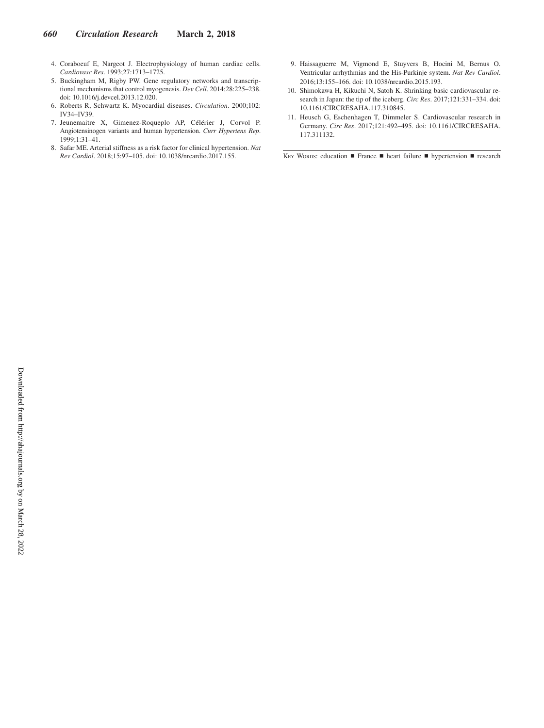4. Coraboeuf E, Nargeot J. Electrophysiology of human cardiac cells. *Cardiovasc Res*. 1993;27:1713–1725.
5. Buckingham M, Rigby PW. Gene regulatory networks and transcriptional mechanisms that control myogenesis. *Dev Cell*. 2014;28:225–238. doi: 10.1016/j.devcel.2013.12.020.
6. Roberts R, Schwartz K. Myocardial diseases. *Circulation*. 2000;102: IV34–IV39.
7. Jeunemaitre X, Gimenez-Roqueplo AP, Célérier J, Corvol P. Angiotensinogen variants and human hypertension. *Curr Hypertens Rep*. 1999;1:31–41.
8. Safar ME. Arterial stiffness as a risk factor for clinical hypertension. *Nat Rev Cardiol*. 2018;15:97–105. doi: 10.1038/nrcardio.2017.155.
9. Haissaguerre M, Vigmond E, Stuyvers B, Hocini M, Bernus O. Ventricular arrhythmias and the His-Purkinje system. *Nat Rev Cardiol*. 2016;13:155–166. doi: 10.1038/nrcardio.2015.193.
10. Shimokawa H, Kikuchi N, Satoh K. Shrinking basic cardiovascular research in Japan: the tip of the iceberg. *Circ Res*. 2017;121:331–334. doi: 10.1161/CIRCRESAHA.117.310845.
11. Heusch G, Eschenhagen T, Dimmeler S. Cardiovascular research in Germany. *Circ Res*. 2017;121:492–495. doi: 10.1161/CIRCRESAHA.117.311132.

Key Words: education ■ France ■ heart failure ■ hypertension ■ research